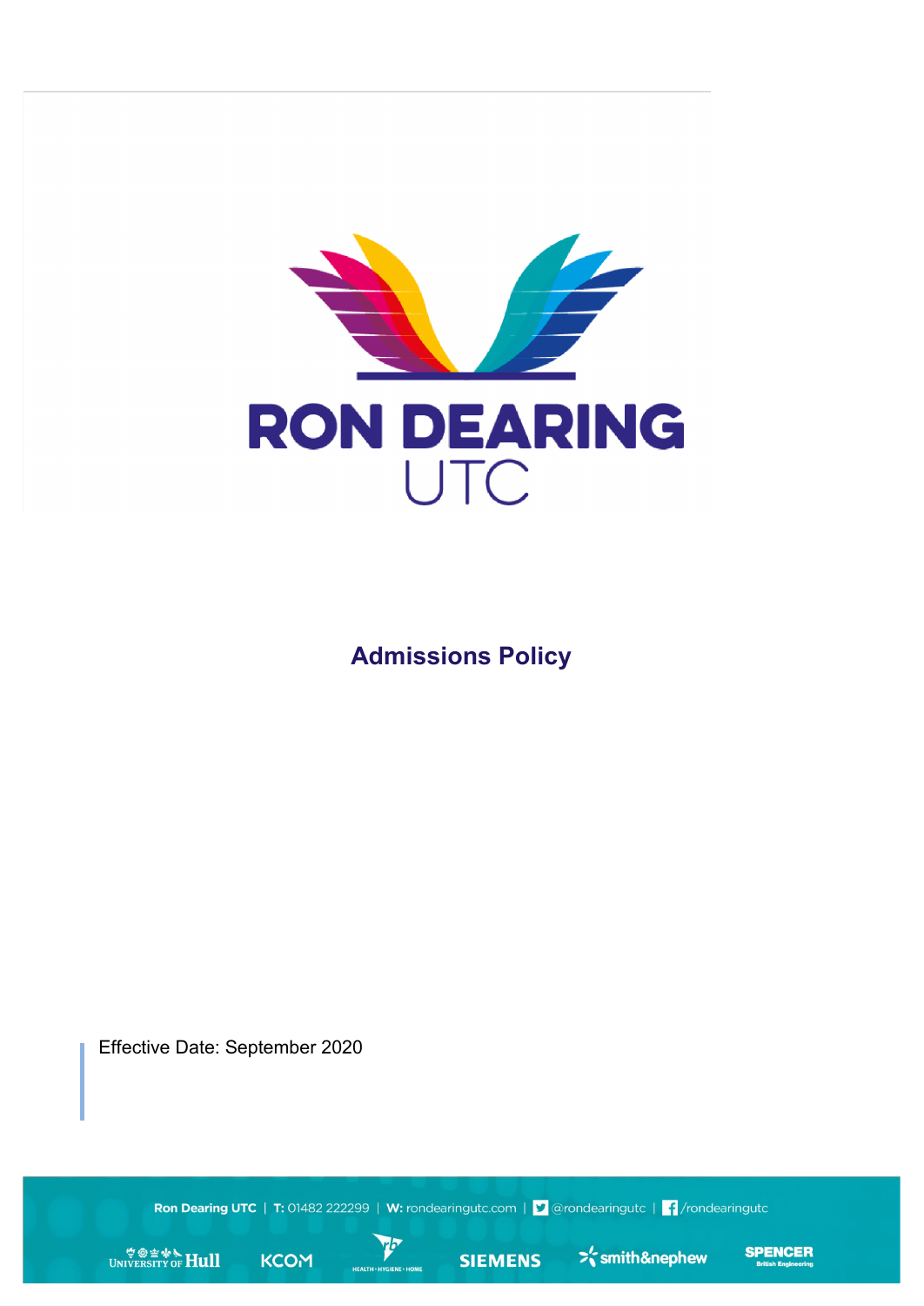# RON DEARING UTC

## Admissions Policy

Effective Date: September 2020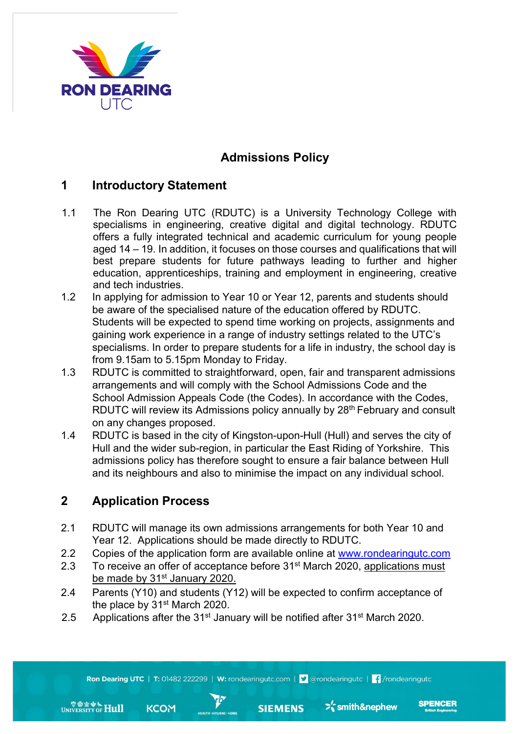# Admissions Policy

## 1 Introductory Statement

1.1 The Ron Dearing UTC (RDUTC) is a University Technology College with specialisms in engineering, creative digital and digital technology. RDUTC offers a fully integrated technical and academic curriculum for young people aged 14 – 19. In addition, it focuses on those courses and qualifications that will best prepare students for future pathways leading to further and higher education, apprenticeships, training and employment in engineering, creative and tech industries.

1.2 In applying for admission to Year 10 or Year 12, parents and students should be aware of the specialised nature of the education offered by RDUTC. Students will be expected to spend time working on projects, assignments and gaining work experience in a range of industry settings related to the UTC's specialisms. In order to prepare students for a life in industry, the school day is from 9.15am to 5.15pm Monday to Friday.

1.3 RDUTC is committed to straightforward, open, fair and transparent admissions arrangements and will comply with the School Admissions Code and the School Admission Appeals Code (the Codes). In accordance with the Codes, RDUTC will review its Admissions policy annually by 28th February and consult on any changes proposed.

1.4 RDUTC is based in the city of Kingston-upon-Hull (Hull) and serves the city of Hull and the wider sub-region, in particular the East Riding of Yorkshire. This admissions policy has therefore sought to ensure a fair balance between Hull and its neighbours and also to minimise the impact on any individual school.

## 2 Application Process

2.1 RDUTC will manage its own admissions arrangements for both Year 10 and Year 12. Applications should be made directly to RDUTC.

2.2 Copies of the application form are available online at [www.rondearingutc.com](http://www.rondearingutc.com)

2.3 To receive an offer of acceptance before 31st March 2020, applications must be made by 31st January 2020.

2.4 Parents (Y10) and students (Y12) will be expected to confirm acceptance of the place by 31st March 2020.

2.5 Applications after the 31st January will be notified after 31st March 2020.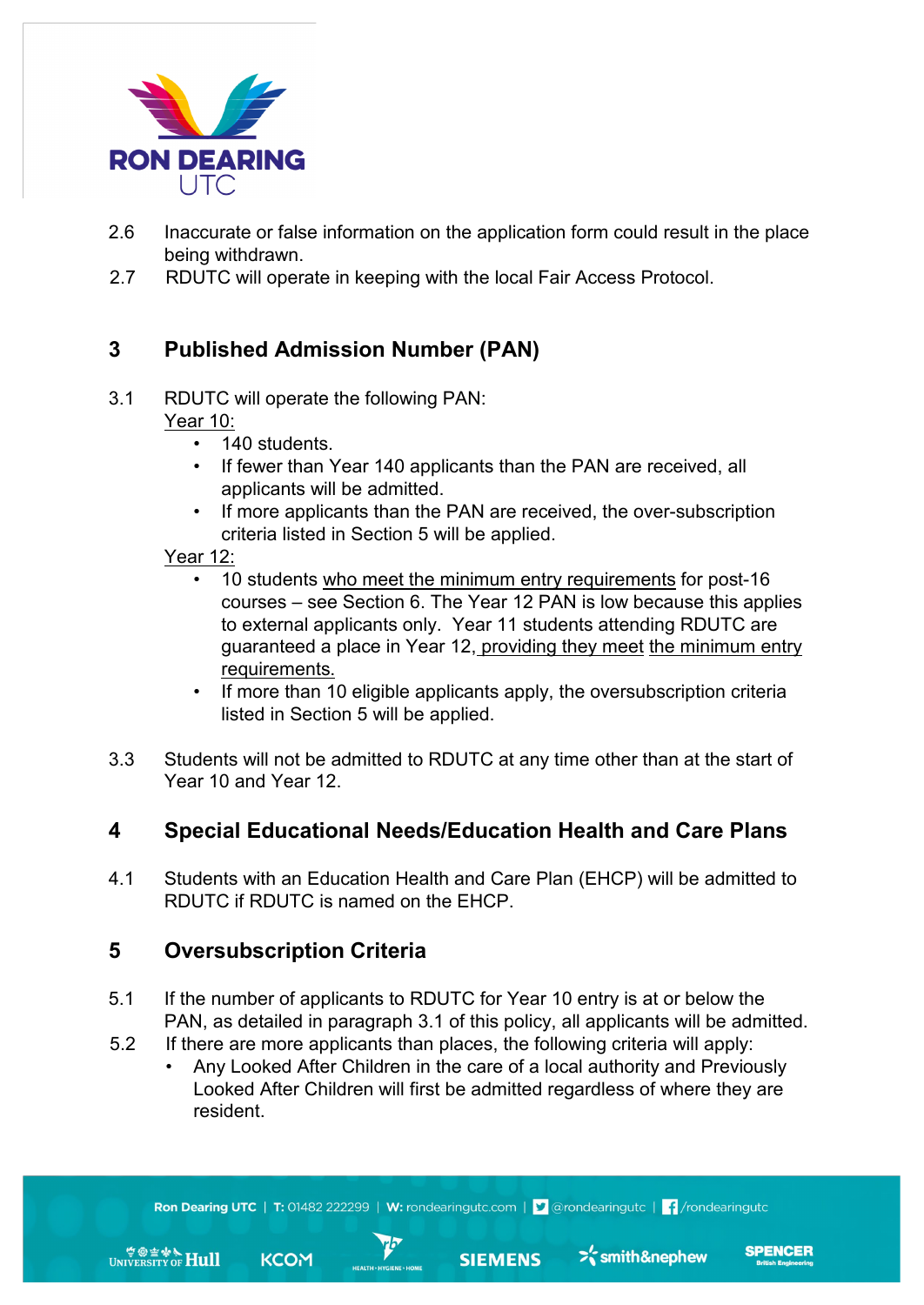2.6 Inaccurate or false information on the application form could result in the place being withdrawn.

2.7 RDUTC will operate in keeping with the local Fair Access Protocol.

## 3 Published Admission Number (PAN)

3.1 RDUTC will operate the following PAN:

Year 10:

- 140 students.
- If fewer than Year 140 applicants than the PAN are received, all applicants will be admitted.
- If more applicants than the PAN are received, the over-subscription criteria listed in Section 5 will be applied.

Year 12:

- 10 students who meet the minimum entry requirements for post-16 courses – see Section 6. The Year 12 PAN is low because this applies to external applicants only. Year 11 students attending RDUTC are guaranteed a place in Year 12, providing they meet the minimum entry requirements.
- If more than 10 eligible applicants apply, the oversubscription criteria listed in Section 5 will be applied.

3.3 Students will not be admitted to RDUTC at any time other than at the start of Year 10 and Year 12.

## 4 Special Educational Needs/Education Health and Care Plans

4.1 Students with an Education Health and Care Plan (EHCP) will be admitted to RDUTC if RDUTC is named on the EHCP.

## 5 Oversubscription Criteria

5.1 If the number of applicants to RDUTC for Year 10 entry is at or below the PAN, as detailed in paragraph 3.1 of this policy, all applicants will be admitted.

5.2 If there are more applicants than places, the following criteria will apply:

- Any Looked After Children in the care of a local authority and Previously Looked After Children will first be admitted regardless of where they are resident.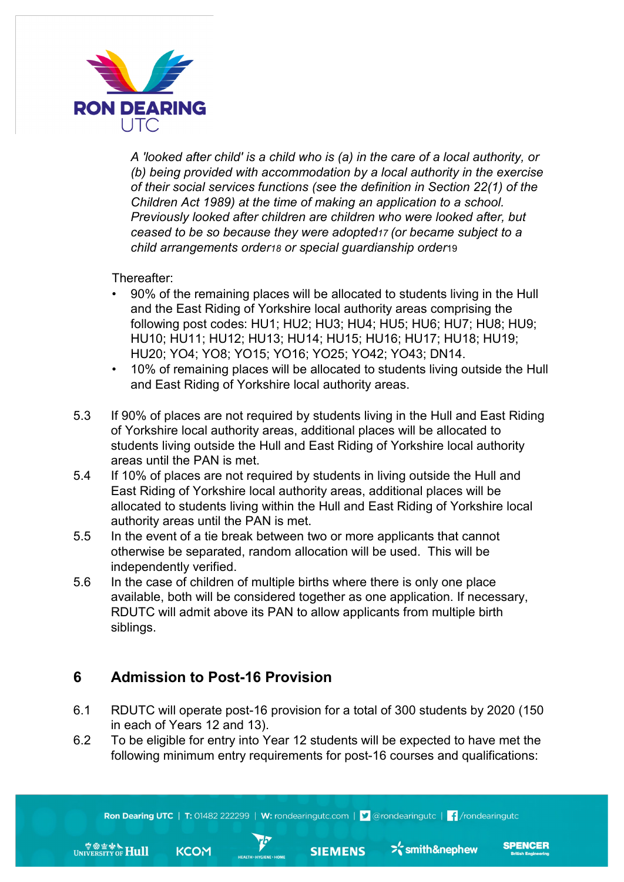*A 'looked after child' is a child who is (a) in the care of a local authority, or (b) being provided with accommodation by a local authority in the exercise of their social services functions (see the definition in Section 22(1) of the Children Act 1989) at the time of making an application to a school. Previously looked after children are children who were looked after, but ceased to be so because they were adopted*[17] *(or became subject to a child arrangements order*[18] *or special guardianship order*[19]

Thereafter:

- 90% of the remaining places will be allocated to students living in the Hull and the East Riding of Yorkshire local authority areas comprising the following post codes: HU1; HU2; HU3; HU4; HU5; HU6; HU7; HU8; HU9; HU10; HU11; HU12; HU13; HU14; HU15; HU16; HU17; HU18; HU19; HU20; YO4; YO8; YO15; YO16; YO25; YO42; YO43; DN14.
- 10% of remaining places will be allocated to students living outside the Hull and East Riding of Yorkshire local authority areas.

5.3 If 90% of places are not required by students living in the Hull and East Riding of Yorkshire local authority areas, additional places will be allocated to students living outside the Hull and East Riding of Yorkshire local authority areas until the PAN is met.

5.4 If 10% of places are not required by students in living outside the Hull and East Riding of Yorkshire local authority areas, additional places will be allocated to students living within the Hull and East Riding of Yorkshire local authority areas until the PAN is met.

5.5 In the event of a tie break between two or more applicants that cannot otherwise be separated, random allocation will be used. This will be independently verified.

5.6 In the case of children of multiple births where there is only one place available, both will be considered together as one application. If necessary, RDUTC will admit above its PAN to allow applicants from multiple birth siblings.

## 6 Admission to Post-16 Provision

6.1 RDUTC will operate post-16 provision for a total of 300 students by 2020 (150 in each of Years 12 and 13).

6.2 To be eligible for entry into Year 12 students will be expected to have met the following minimum entry requirements for post-16 courses and qualifications: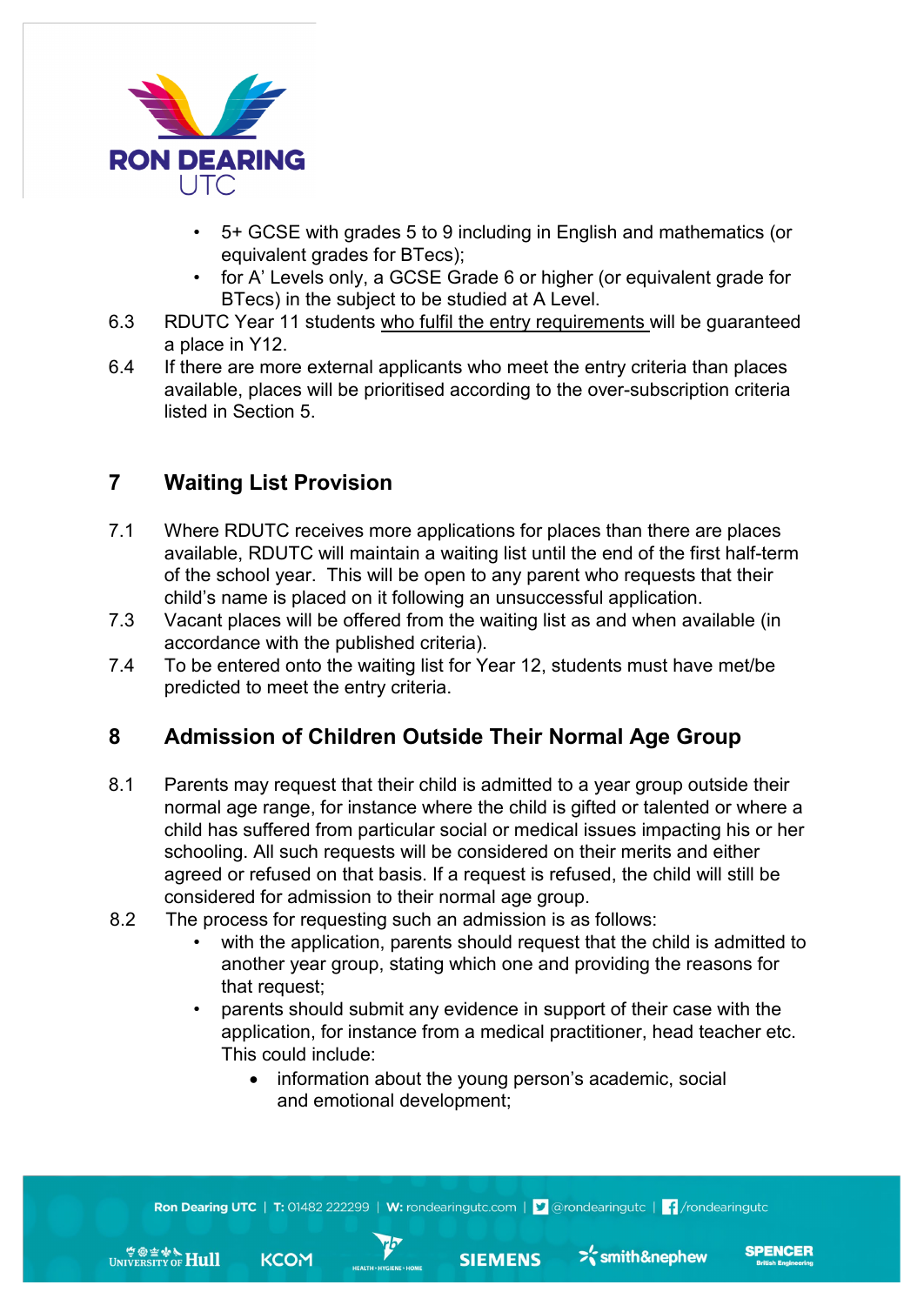- 5+ GCSE with grades 5 to 9 including in English and mathematics (or equivalent grades for BTecs);
- for A' Levels only, a GCSE Grade 6 or higher (or equivalent grade for BTecs) in the subject to be studied at A Level.

6.3 RDUTC Year 11 students <u>who fulfil the entry requirements</u> will be guaranteed a place in Y12.

6.4 If there are more external applicants who meet the entry criteria than places available, places will be prioritised according to the over-subscription criteria listed in Section 5.

## 7 Waiting List Provision

7.1 Where RDUTC receives more applications for places than there are places available, RDUTC will maintain a waiting list until the end of the first half-term of the school year. This will be open to any parent who requests that their child's name is placed on it following an unsuccessful application.

7.3 Vacant places will be offered from the waiting list as and when available (in accordance with the published criteria).

7.4 To be entered onto the waiting list for Year 12, students must have met/be predicted to meet the entry criteria.

## 8 Admission of Children Outside Their Normal Age Group

8.1 Parents may request that their child is admitted to a year group outside their normal age range, for instance where the child is gifted or talented or where a child has suffered from particular social or medical issues impacting his or her schooling. All such requests will be considered on their merits and either agreed or refused on that basis. If a request is refused, the child will still be considered for admission to their normal age group.

8.2 The process for requesting such an admission is as follows:

- with the application, parents should request that the child is admitted to another year group, stating which one and providing the reasons for that request;
- parents should submit any evidence in support of their case with the application, for instance from a medical practitioner, head teacher etc. This could include:
  - information about the young person's academic, social and emotional development;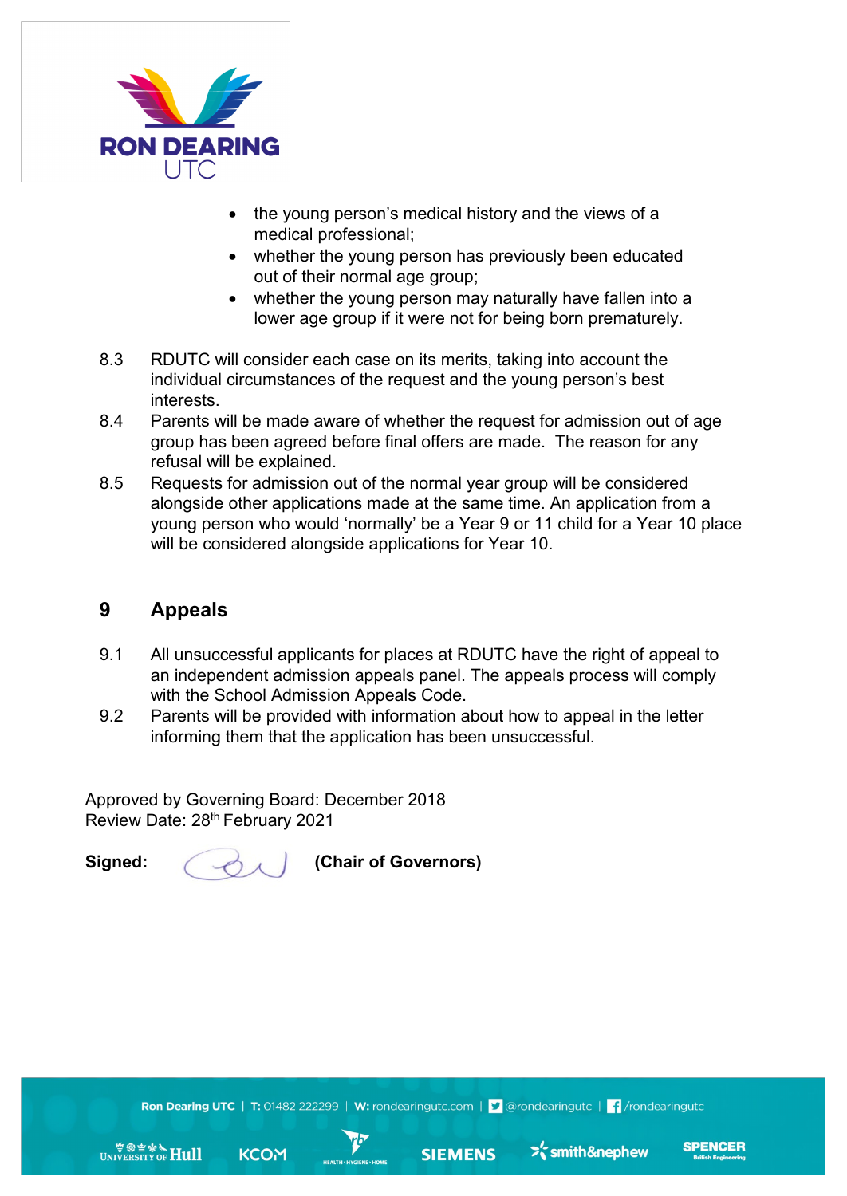- the young person's medical history and the views of a medical professional;
- whether the young person has previously been educated out of their normal age group;
- whether the young person may naturally have fallen into a lower age group if it were not for being born prematurely.

8.3 RDUTC will consider each case on its merits, taking into account the individual circumstances of the request and the young person's best interests.

8.4 Parents will be made aware of whether the request for admission out of age group has been agreed before final offers are made. The reason for any refusal will be explained.

8.5 Requests for admission out of the normal year group will be considered alongside other applications made at the same time. An application from a young person who would 'normally' be a Year 9 or 11 child for a Year 10 place will be considered alongside applications for Year 10.

## 9 Appeals

9.1 All unsuccessful applicants for places at RDUTC have the right of appeal to an independent admission appeals panel. The appeals process will comply with the School Admission Appeals Code.

9.2 Parents will be provided with information about how to appeal in the letter informing them that the application has been unsuccessful.

Approved by Governing Board: December 2018
Review Date: 28th February 2021

**Signed:** **(Chair of Governors)**